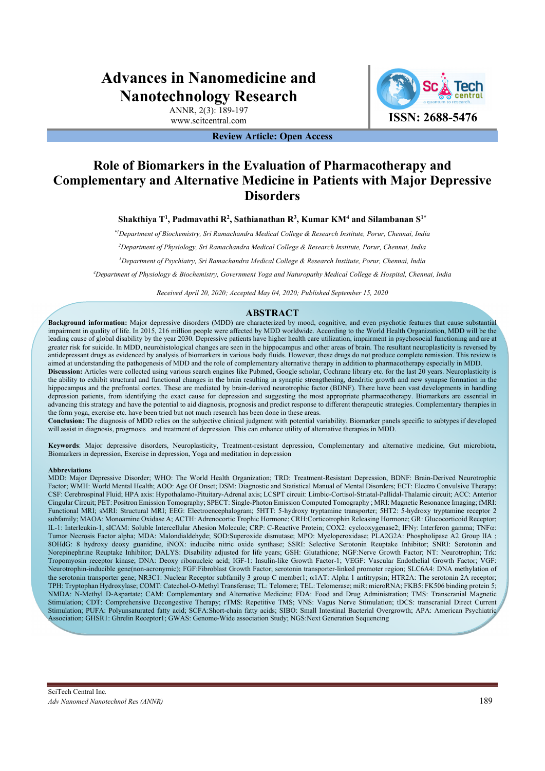# Role of Biomarkers in the Evaluation of Pharmacotherapy and Complementary and Alternative Medicine in Patients with Major Depressive Disorders

**Review Article: Open Access**

**Shakthiya T[1], Padmavathi R[2], Sathianathan R[3], Kumar KM[4] and Silambanan S[1*]**

[*1]Department of Biochemistry, Sri Ramachandra Medical College & Research Institute, Porur, Chennai, India

[2]Department of Physiology, Sri Ramachandra Medical College & Research Institute, Porur, Chennai, India

[3]Department of Psychiatry, Sri Ramachandra Medical College & Research Institute, Porur, Chennai, India

[4]Department of Physiology & Biochemistry, Government Yoga and Naturopathy Medical College & Hospital, Chennai, India

*Received April 20, 2020; Accepted May 04, 2020; Published September 15, 2020*

## ABSTRACT

**Background information:** Major depressive disorders (MDD) are characterized by mood, cognitive, and even psychotic features that cause substantial impairment in quality of life. In 2015, 216 million people were affected by MDD worldwide. According to the World Health Organization, MDD will be the leading cause of global disability by the year 2030. Depressive patients have higher health care utilization, impairment in psychosocial functioning and are at greater risk for suicide. In MDD, neurohistological changes are seen in the hippocampus and other areas of brain. The resultant neuroplasticity is reversed by antidepressant drugs as evidenced by analysis of biomarkers in various body fluids. However, these drugs do not produce complete remission. This review is aimed at understanding the pathogenesis of MDD and the role of complementary alternative therapy in addition to pharmacotherapy especially in MDD.

**Discussion:** Articles were collected using various search engines like Pubmed, Google scholar, Cochrane library etc. for the last 20 years. Neuroplasticity is the ability to exhibit structural and functional changes in the brain resulting in synaptic strengthening, dendritic growth and new synapse formation in the hippocampus and the prefrontal cortex. These are mediated by brain-derived neurotrophic factor (BDNF). There have been vast developments in handling depression patients, from identifying the exact cause for depression and suggesting the most appropriate pharmacotherapy. Biomarkers are essential in advancing this strategy and have the potential to aid diagnosis, prognosis and predict response to different therapeutic strategies. Complementary therapies in the form yoga, exercise etc. have been tried but not much research has been done in these areas.

**Conclusion:** The diagnosis of MDD relies on the subjective clinical judgment with potential variability. Biomarker panels specific to subtypes if developed will assist in diagnosis, progrnosis and treatment of depression. This can enhance utility of alternative therapies in MDD.

**Keywords**: Major depressive disorders, Neuroplasticity, Treatment-resistant depression, Complementary and alternative medicine, Gut microbiota, Biomarkers in depression, Exercise in depression, Yoga and meditation in depression

**Abbreviations**

MDD: Major Depressive Disorder; WHO: The World Health Organization; TRD: Treatment-Resistant Depression, BDNF: Brain-Derived Neurotrophic Factor; WMH: World Mental Health; AOO: Age Of Onset; DSM: Diagnostic and Statistical Manual of Mental Disorders; ECT: Electro Convulsive Therapy; CSF: Cerebrospinal Fluid; HPA axis: Hypothalamo-Pituitary-Adrenal axis; LCSPT circuit: Limbic-Cortisol-Striatal-Pallidal-Thalamic circuit; ACC: Anterior Cingular Circuit; PET: Positron Emission Tomography; SPECT: Single-Photon Emission Computed Tomography ; MRI: Magnetic Resonance Imaging; fMRI: Functional MRI; sMRI: Structural MRI; EEG: Electroencephalogram; 5HTT: 5-hydroxy tryptamine transporter; 5HT2: 5-hydroxy tryptamine receptor 2 subfamily; MAOA: Monoamine Oxidase A; ACTH: Adrenocortic Trophic Hormone; CRH:Corticotrophin Releasing Hormone; GR: Glucocorticoid Receptor; IL-1: Interleukin-1, sICAM: Soluble Intercellular Ahesion Molecule; CRP: C-Reactive Protein; COX2: cyclooxygenase2; IFNγ: Interferon gamma; TNFα: Tumor Necrosis Factor alpha; MDA: Malondialdehyde; SOD:Superoxide dismutase; MPO: Myeloperoxidase; PLA2G2A: Phospholipase A2 Group IIA ; 8OHdG: 8 hydroxy deoxy guanidine, iNOX: inducibe nitric oxide synthase; SSRI: Selective Serotonin Reuptake Inhibitor; SNRI: Serotonin and Norepinephrine Reuptake Inhibitor; DALYS: Disability adjusted for life years; GSH: Glutathione; NGF:Nerve Growth Factor; NT: Neurotrophin; Trk: Tropomyosin receptor kinase; DNA: Deoxy ribonucleic acid; IGF-1: Insulin-like Growth Factor-1; VEGF: Vascular Endothelial Growth Factor; VGF: Neurotrophin-inducible gene(non-acronymic); FGF:Fibroblast Growth Factor; serotonin transporter-linked promoter region; SLC6A4: DNA methylation of the serotonin transporter gene; NR3C1: Nuclear Receptor subfamily 3 group C member1; α1AT: Alpha 1 antitrypsin; HTR2A: The serotonin 2A receptor; TPH: Tryptophan Hydroxylase; COMT: Catechol-O-Methyl Transferase; TL: Telomere; TEL: Telomerase; miR: microRNA; FKB5: FK506 binding protein 5; NMDA: N-Methyl D-Aspartate; CAM: Complementary and Alternative Medicine; FDA: Food and Drug Administration; TMS: Transcranial Magnetic Stimulation; CDT: Comprehensive Decongestive Therapy; rTMS: Repetitive TMS; VNS: Vagus Nerve Stimulation; tDCS: transcranial Direct Current Stimulation; PUFA: Polyunsaturated fatty acid; SCFA:Short-chain fatty acids; SIBO: Small Intestinal Bacterial Overgrowth; APA: American Psychiatric Association; GHSR1: Ghrelin Receptor1; GWAS: Genome-Wide association Study; NGS:Next Generation Sequencing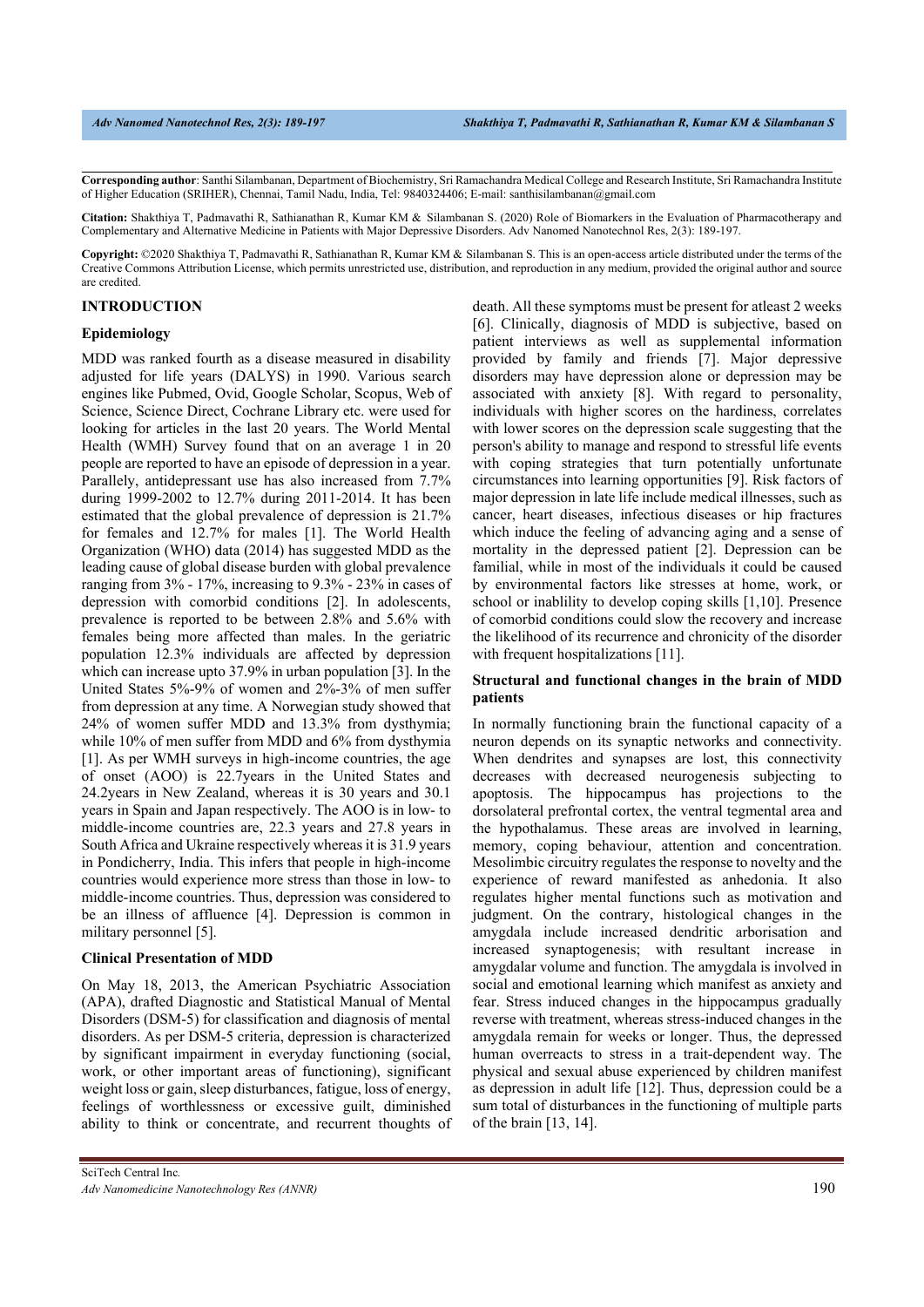**Corresponding author**: Santhi Silambanan, Department of Biochemistry, Sri Ramachandra Medical College and Research Institute, Sri Ramachandra Institute of Higher Education (SRIHER), Chennai, Tamil Nadu, India, Tel: 9840324406; E-mail: santhisilambanan@gmail.com

**Citation:** Shakthiya T, Padmavathi R, Sathianathan R, Kumar KM & Silambanan S. (2020) Role of Biomarkers in the Evaluation of Pharmacotherapy and Complementary and Alternative Medicine in Patients with Major Depressive Disorders. Adv Nanomed Nanotechnol Res, 2(3): 189-197.

**Copyright:** ©2020 Shakthiya T, Padmavathi R, Sathianathan R, Kumar KM & Silambanan S. This is an open-access article distributed under the terms of the Creative Commons Attribution License, which permits unrestricted use, distribution, and reproduction in any medium, provided the original author and source are credited.

## INTRODUCTION

### Epidemiology

MDD was ranked fourth as a disease measured in disability adjusted for life years (DALYS) in 1990. Various search engines like Pubmed, Ovid, Google Scholar, Scopus, Web of Science, Science Direct, Cochrane Library etc. were used for looking for articles in the last 20 years. The World Mental Health (WMH) Survey found that on an average 1 in 20 people are reported to have an episode of depression in a year. Parallely, antidepressant use has also increased from 7.7% during 1999-2002 to 12.7% during 2011-2014. It has been estimated that the global prevalence of depression is 21.7% for females and 12.7% for males [1]. The World Health Organization (WHO) data (2014) has suggested MDD as the leading cause of global disease burden with global prevalence ranging from 3% - 17%, increasing to 9.3% - 23% in cases of depression with comorbid conditions [2]. In adolescents, prevalence is reported to be between 2.8% and 5.6% with females being more affected than males. In the geriatric population 12.3% individuals are affected by depression which can increase upto 37.9% in urban population [3]. In the United States 5%-9% of women and 2%-3% of men suffer from depression at any time. A Norwegian study showed that 24% of women suffer MDD and 13.3% from dysthymia; while 10% of men suffer from MDD and 6% from dysthymia [1]. As per WMH surveys in high-income countries, the age of onset (AOO) is 22.7years in the United States and 24.2years in New Zealand, whereas it is 30 years and 30.1 years in Spain and Japan respectively. The AOO is in low- to middle-income countries are, 22.3 years and 27.8 years in South Africa and Ukraine respectively whereas it is 31.9 years in Pondicherry, India. This infers that people in high-income countries would experience more stress than those in low- to middle-income countries. Thus, depression was considered to be an illness of affluence [4]. Depression is common in military personnel [5].

### Clinical Presentation of MDD

On May 18, 2013, the American Psychiatric Association (APA), drafted Diagnostic and Statistical Manual of Mental Disorders (DSM-5) for classification and diagnosis of mental disorders. As per DSM-5 criteria, depression is characterized by significant impairment in everyday functioning (social, work, or other important areas of functioning), significant weight loss or gain, sleep disturbances, fatigue, loss of energy, feelings of worthlessness or excessive guilt, diminished ability to think or concentrate, and recurrent thoughts of death. All these symptoms must be present for atleast 2 weeks [6]. Clinically, diagnosis of MDD is subjective, based on patient interviews as well as supplemental information provided by family and friends [7]. Major depressive disorders may have depression alone or depression may be associated with anxiety [8]. With regard to personality, individuals with higher scores on the hardiness, correlates with lower scores on the depression scale suggesting that the person's ability to manage and respond to stressful life events with coping strategies that turn potentially unfortunate circumstances into learning opportunities [9]. Risk factors of major depression in late life include medical illnesses, such as cancer, heart diseases, infectious diseases or hip fractures which induce the feeling of advancing aging and a sense of mortality in the depressed patient [2]. Depression can be familial, while in most of the individuals it could be caused by environmental factors like stresses at home, work, or school or inablility to develop coping skills [1,10]. Presence of comorbid conditions could slow the recovery and increase the likelihood of its recurrence and chronicity of the disorder with frequent hospitalizations [11].

### Structural and functional changes in the brain of MDD patients

In normally functioning brain the functional capacity of a neuron depends on its synaptic networks and connectivity. When dendrites and synapses are lost, this connectivity decreases with decreased neurogenesis subjecting to apoptosis. The hippocampus has projections to the dorsolateral prefrontal cortex, the ventral tegmental area and the hypothalamus. These areas are involved in learning, memory, coping behaviour, attention and concentration. Mesolimbic circuitry regulates the response to novelty and the experience of reward manifested as anhedonia. It also regulates higher mental functions such as motivation and judgment. On the contrary, histological changes in the amygdala include increased dendritic arborisation and increased synaptogenesis; with resultant increase in amygdalar volume and function. The amygdala is involved in social and emotional learning which manifest as anxiety and fear. Stress induced changes in the hippocampus gradually reverse with treatment, whereas stress-induced changes in the amygdala remain for weeks or longer. Thus, the depressed human overreacts to stress in a trait-dependent way. The physical and sexual abuse experienced by children manifest as depression in adult life [12]. Thus, depression could be a sum total of disturbances in the functioning of multiple parts of the brain [13, 14].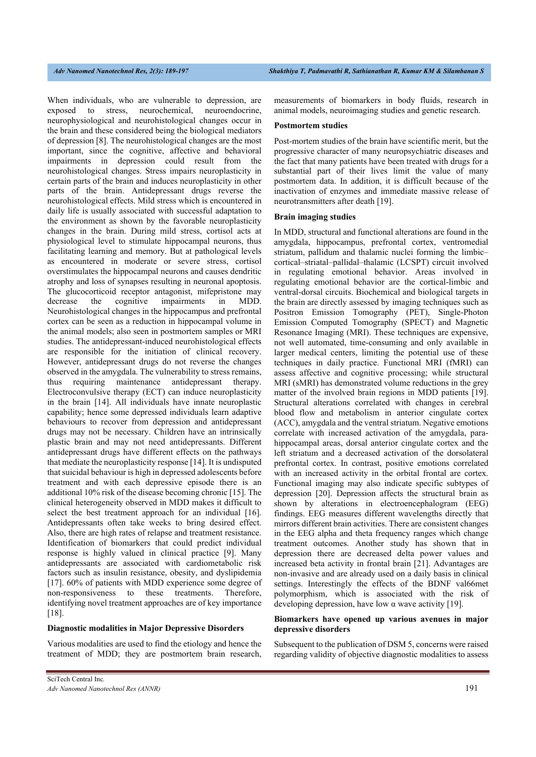When individuals, who are vulnerable to depression, are exposed to stress, neurochemical, neuroendocrine, neurophysiological and neurohistological changes occur in the brain and these considered being the biological mediators of depression [8]. The neurohistological changes are the most important, since the cognitive, affective and behavioral impairments in depression could result from the neurohistological changes. Stress impairs neuroplasticity in certain parts of the brain and induces neuroplasticity in other parts of the brain. Antidepressant drugs reverse the neurohistological effects. Mild stress which is encountered in daily life is usually associated with successful adaptation to the environment as shown by the favorable neuroplasticity changes in the brain. During mild stress, cortisol acts at physiological level to stimulate hippocampal neurons, thus facilitating learning and memory. But at pathological levels as encountered in moderate or severe stress, cortisol overstimulates the hippocampal neurons and causes dendritic atrophy and loss of synapses resulting in neuronal apoptosis. The glucocorticoid receptor antagonist, mifepristone may decrease the cognitive impairments in MDD. Neurohistological changes in the hippocampus and prefrontal cortex can be seen as a reduction in hippocampal volume in the animal models; also seen in postmortem samples or MRI studies. The antidepressant-induced neurohistological effects are responsible for the initiation of clinical recovery. However, antidepressant drugs do not reverse the changes observed in the amygdala. The vulnerability to stress remains, thus requiring maintenance antidepressant therapy. Electroconvulsive therapy (ECT) can induce neuroplasticity in the brain [14]. All individuals have innate neuroplastic capability; hence some depressed individuals learn adaptive behaviours to recover from depression and antidepressant drugs may not be necessary. Children have an intrinsically plastic brain and may not need antidepressants. Different antidepressant drugs have different effects on the pathways that mediate the neuroplasticity response [14]. It is undisputed that suicidal behaviour is high in depressed adolescents before treatment and with each depressive episode there is an additional 10% risk of the disease becoming chronic [15]. The clinical heterogeneity observed in MDD makes it difficult to select the best treatment approach for an individual [16]. Antidepressants often take weeks to bring desired effect. Also, there are high rates of relapse and treatment resistance. Identification of biomarkers that could predict individual response is highly valued in clinical practice [9]. Many antidepressants are associated with cardiometabolic risk factors such as insulin resistance, obesity, and dyslipidemia [17]. 60% of patients with MDD experience some degree of non-responsiveness to these treatments. Therefore, identifying novel treatment approaches are of key importance [18].

### Diagnostic modalities in Major Depressive Disorders

Various modalities are used to find the etiology and hence the treatment of MDD; they are postmortem brain research, measurements of biomarkers in body fluids, research in animal models, neuroimaging studies and genetic research.

### Postmortem studies

Post-mortem studies of the brain have scientific merit, but the progressive character of many neuropsychiatric diseases and the fact that many patients have been treated with drugs for a substantial part of their lives limit the value of many postmortem data. In addition, it is difficult because of the inactivation of enzymes and immediate massive release of neurotransmitters after death [19].

### Brain imaging studies

In MDD, structural and functional alterations are found in the amygdala, hippocampus, prefrontal cortex, ventromedial striatum, pallidum and thalamic nuclei forming the limbic–cortical–striatal–pallidal–thalamic (LCSPT) circuit involved in regulating emotional behavior. Areas involved in regulating emotional behavior are the cortical-limbic and ventral-dorsal circuits. Biochemical and biological targets in the brain are directly assessed by imaging techniques such as Positron Emission Tomography (PET), Single-Photon Emission Computed Tomography (SPECT) and Magnetic Resonance Imaging (MRI). These techniques are expensive, not well automated, time-consuming and only available in larger medical centers, limiting the potential use of these techniques in daily practice. Functional MRI (fMRI) can assess affective and cognitive processing; while structural MRI (sMRI) has demonstrated volume reductions in the grey matter of the involved brain regions in MDD patients [19]. Structural alterations correlated with changes in cerebral blood flow and metabolism in anterior cingulate cortex (ACC), amygdala and the ventral striatum. Negative emotions correlate with increased activation of the amygdala, para-hippocampal areas, dorsal anterior cingulate cortex and the left striatum and a decreased activation of the dorsolateral prefrontal cortex. In contrast, positive emotions correlated with an increased activity in the orbital frontal are cortex. Functional imaging may also indicate specific subtypes of depression [20]. Depression affects the structural brain as shown by alterations in electroencephalogram (EEG) findings. EEG measures different wavelengths directly that mirrors different brain activities. There are consistent changes in the EEG alpha and theta frequency ranges which change treatment outcomes. Another study has shown that in depression there are decreased delta power values and increased beta activity in frontal brain [21]. Advantages are non-invasive and are already used on a daily basis in clinical settings. Interestingly the effects of the BDNF val66met polymorphism, which is associated with the risk of developing depression, have low α wave activity [19].

### Biomarkers have opened up various avenues in major depressive disorders

Subsequent to the publication of DSM 5, concerns were raised regarding validity of objective diagnostic modalities to assess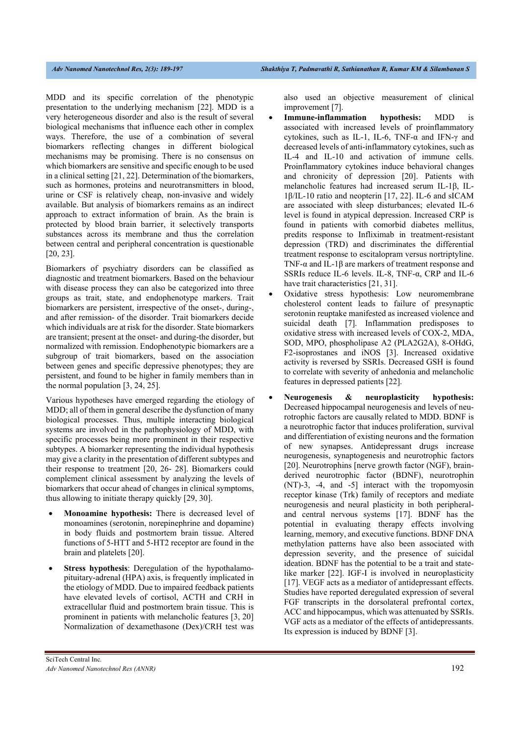MDD and its specific correlation of the phenotypic presentation to the underlying mechanism [22]. MDD is a very heterogeneous disorder and also is the result of several biological mechanisms that influence each other in complex ways. Therefore, the use of a combination of several biomarkers reflecting changes in different biological mechanisms may be promising. There is no consensus on which biomarkers are sensitive and specific enough to be used in a clinical setting [21, 22]. Determination of the biomarkers, such as hormones, proteins and neurotransmitters in blood, urine or CSF is relatively cheap, non-invasive and widely available. But analysis of biomarkers remains as an indirect approach to extract information of brain. As the brain is protected by blood brain barrier, it selectively transports substances across its membrane and thus the correlation between central and peripheral concentration is questionable [20, 23].

Biomarkers of psychiatry disorders can be classified as diagnostic and treatment biomarkers. Based on the behaviour with disease process they can also be categorized into three groups as trait, state, and endophenotype markers. Trait biomarkers are persistent, irrespective of the onset-, during-, and after remission- of the disorder. Trait biomarkers decide which individuals are at risk for the disorder. State biomarkers are transient; present at the onset- and during-the disorder, but normalized with remission. Endophenotypic biomarkers are a subgroup of trait biomarkers, based on the association between genes and specific depressive phenotypes; they are persistent, and found to be higher in family members than in the normal population [3, 24, 25].

Various hypotheses have emerged regarding the etiology of MDD; all of them in general describe the dysfunction of many biological processes. Thus, multiple interacting biological systems are involved in the pathophysiology of MDD, with specific processes being more prominent in their respective subtypes. A biomarker representing the individual hypothesis may give a clarity in the presentation of different subtypes and their response to treatment [20, 26- 28]. Biomarkers could complement clinical assessment by analyzing the levels of biomarkers that occur ahead of changes in clinical symptoms, thus allowing to initiate therapy quickly [29, 30].

- **Monoamine hypothesis:** There is decreased level of monoamines (serotonin, norepinephrine and dopamine) in body fluids and postmortem brain tissue. Altered functions of 5-HTT and 5-HT2 receptor are found in the brain and platelets [20].
- **Stress hypothesis**: Deregulation of the hypothalamo-pituitary-adrenal (HPA) axis, is frequently implicated in the etiology of MDD. Due to impaired feedback patients have elevated levels of cortisol, ACTH and CRH in extracellular fluid and postmortem brain tissue. This is prominent in patients with melancholic features [3, 20] Normalization of dexamethasone (Dex)/CRH test was also used an objective measurement of clinical improvement [7].
- **Immune-inflammation hypothesis:** MDD is associated with increased levels of proinflammatory cytokines, such as IL-1, IL-6, TNF-α and IFN-γ and decreased levels of anti-inflammatory cytokines, such as IL-4 and IL-10 and activation of immune cells. Proinflammatory cytokines induce behavioral changes and chronicity of depression [20]. Patients with melancholic features had increased serum IL-1β, IL-1β/IL-10 ratio and neopterin [17, 22]. IL-6 and sICAM are associated with sleep disturbances; elevated IL-6 level is found in atypical depression. Increased CRP is found in patients with comorbid diabetes mellitus, predits response to Infliximab in treatment-resistant depression (TRD) and discriminates the differential treatment response to escitalopram versus nortriptyline. TNF-α and IL-1β are markers of treatment response and SSRIs reduce IL-6 levels. IL-8, TNF-α, CRP and IL-6 have trait characteristics [21, 31].
- Oxidative stress hypothesis: Low neuromembrane cholesterol content leads to failure of presynaptic serotonin reuptake manifested as increased violence and suicidal death [7]. Inflammation predisposes to oxidative stress with increased levels of COX-2, MDA, SOD, MPO, phospholipase A2 (PLA2G2A), 8-OHdG, F2-isoprostanes and iNOS [3]. Increased oxidative activity is reversed by SSRIs. Decreased GSH is found to correlate with severity of anhedonia and melancholic features in depressed patients [22].
- **Neurogenesis & neuroplasticity hypothesis:** Decreased hippocampal neurogenesis and levels of neurotrophic factors are causally related to MDD. BDNF is a neurotrophic factor that induces proliferation, survival and differentiation of existing neurons and the formation of new synapses. Antidepressant drugs increase neurogenesis, synaptogenesis and neurotrophic factors [20]. Neurotrophins [nerve growth factor (NGF), brain-derived neurotrophic factor (BDNF), neurotrophin (NT)-3, -4, and -5] interact with the tropomyosin receptor kinase (Trk) family of receptors and mediate neurogenesis and neural plasticity in both peripheral- and central nervous systems [17]. BDNF has the potential in evaluating therapy effects involving learning, memory, and executive functions. BDNF DNA methylation patterns have also been associated with depression severity, and the presence of suicidal ideation. BDNF has the potential to be a trait and state-like marker [22]. IGF-I is involved in neuroplasticity [17]. VEGF acts as a mediator of antidepressant effects. Studies have reported deregulated expression of several FGF transcripts in the dorsolateral prefrontal cortex, ACC and hippocampus, which was attenuated by SSRIs. VGF acts as a mediator of the effects of antidepressants. Its expression is induced by BDNF [3].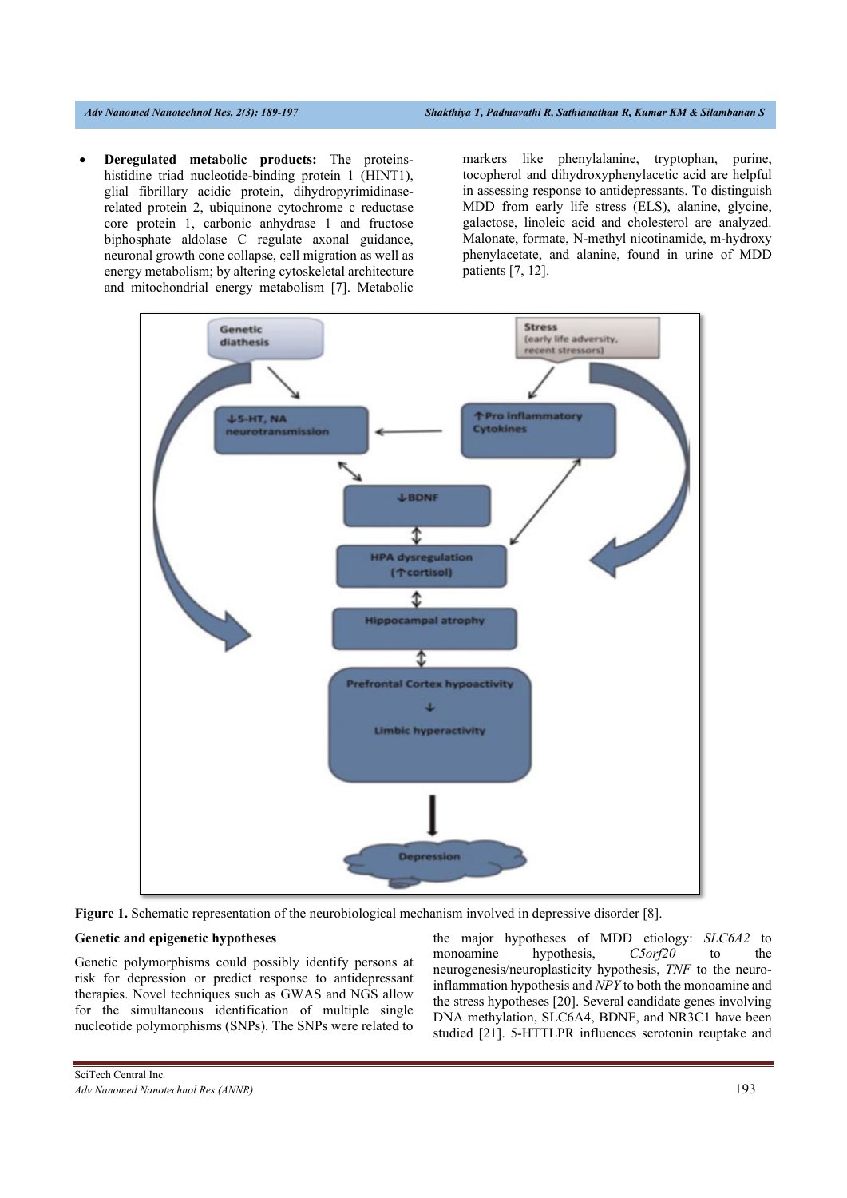- **Deregulated metabolic products:** The proteins-histidine triad nucleotide-binding protein 1 (HINT1), glial fibrillary acidic protein, dihydropyrimidinase-related protein 2, ubiquinone cytochrome c reductase core protein 1, carbonic anhydrase 1 and fructose biphosphate aldolase C regulate axonal guidance, neuronal growth cone collapse, cell migration as well as energy metabolism; by altering cytoskeletal architecture and mitochondrial energy metabolism [7]. Metabolic markers like phenylalanine, tryptophan, purine, tocopherol and dihydroxyphenylacetic acid are helpful in assessing response to antidepressants. To distinguish MDD from early life stress (ELS), alanine, glycine, galactose, linoleic acid and cholesterol are analyzed. Malonate, formate, N-methyl nicotinamide, m-hydroxy phenylacetate, and alanine, found in urine of MDD patients [7, 12].

**Figure 1.** Schematic representation of the neurobiological mechanism involved in depressive disorder [8].

## Genetic and epigenetic hypotheses

Genetic polymorphisms could possibly identify persons at risk for depression or predict response to antidepressant therapies. Novel techniques such as GWAS and NGS allow for the simultaneous identification of multiple single nucleotide polymorphisms (SNPs). The SNPs were related to the major hypotheses of MDD etiology: *SLC6A2* to monoamine hypothesis, *C5orf20* to the neurogenesis/neuroplasticity hypothesis, *TNF* to the neuro-inflammation hypothesis and *NPY* to both the monoamine and the stress hypotheses [20]. Several candidate genes involving DNA methylation, SLC6A4, BDNF, and NR3C1 have been studied [21]. 5-HTTLPR influences serotonin reuptake and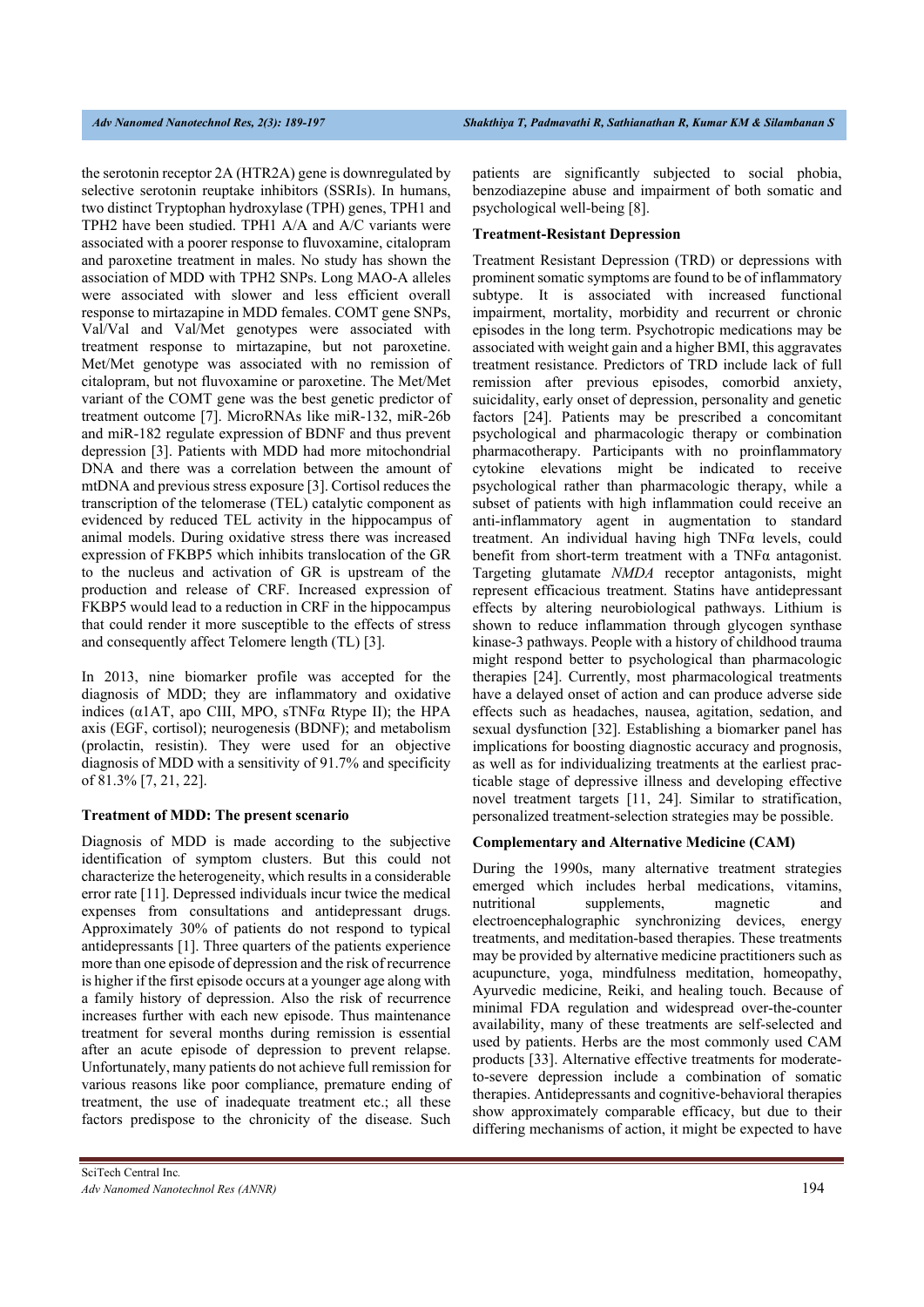the serotonin receptor 2A (HTR2A) gene is downregulated by selective serotonin reuptake inhibitors (SSRIs). In humans, two distinct Tryptophan hydroxylase (TPH) genes, TPH1 and TPH2 have been studied. TPH1 A/A and A/C variants were associated with a poorer response to fluvoxamine, citalopram and paroxetine treatment in males. No study has shown the association of MDD with TPH2 SNPs. Long MAO-A alleles were associated with slower and less efficient overall response to mirtazapine in MDD females. COMT gene SNPs, Val/Val and Val/Met genotypes were associated with treatment response to mirtazapine, but not paroxetine. Met/Met genotype was associated with no remission of citalopram, but not fluvoxamine or paroxetine. The Met/Met variant of the COMT gene was the best genetic predictor of treatment outcome [7]. MicroRNAs like miR-132, miR-26b and miR-182 regulate expression of BDNF and thus prevent depression [3]. Patients with MDD had more mitochondrial DNA and there was a correlation between the amount of mtDNA and previous stress exposure [3]. Cortisol reduces the transcription of the telomerase (TEL) catalytic component as evidenced by reduced TEL activity in the hippocampus of animal models. During oxidative stress there was increased expression of FKBP5 which inhibits translocation of the GR to the nucleus and activation of GR is upstream of the production and release of CRF. Increased expression of FKBP5 would lead to a reduction in CRF in the hippocampus that could render it more susceptible to the effects of stress and consequently affect Telomere length (TL) [3].

In 2013, nine biomarker profile was accepted for the diagnosis of MDD; they are inflammatory and oxidative indices (α1AT, apo CIII, MPO, sTNFα Rtype II); the HPA axis (EGF, cortisol); neurogenesis (BDNF); and metabolism (prolactin, resistin). They were used for an objective diagnosis of MDD with a sensitivity of 91.7% and specificity of 81.3% [7, 21, 22].

**Treatment of MDD: The present scenario**

Diagnosis of MDD is made according to the subjective identification of symptom clusters. But this could not characterize the heterogeneity, which results in a considerable error rate [11]. Depressed individuals incur twice the medical expenses from consultations and antidepressant drugs. Approximately 30% of patients do not respond to typical antidepressants [1]. Three quarters of the patients experience more than one episode of depression and the risk of recurrence is higher if the first episode occurs at a younger age along with a family history of depression. Also the risk of recurrence increases further with each new episode. Thus maintenance treatment for several months during remission is essential after an acute episode of depression to prevent relapse. Unfortunately, many patients do not achieve full remission for various reasons like poor compliance, premature ending of treatment, the use of inadequate treatment etc.; all these factors predispose to the chronicity of the disease. Such patients are significantly subjected to social phobia, benzodiazepine abuse and impairment of both somatic and psychological well-being [8].

**Treatment-Resistant Depression**

Treatment Resistant Depression (TRD) or depressions with prominent somatic symptoms are found to be of inflammatory subtype. It is associated with increased functional impairment, mortality, morbidity and recurrent or chronic episodes in the long term. Psychotropic medications may be associated with weight gain and a higher BMI, this aggravates treatment resistance. Predictors of TRD include lack of full remission after previous episodes, comorbid anxiety, suicidality, early onset of depression, personality and genetic factors [24]. Patients may be prescribed a concomitant psychological and pharmacologic therapy or combination pharmacotherapy. Participants with no proinflammatory cytokine elevations might be indicated to receive psychological rather than pharmacologic therapy, while a subset of patients with high inflammation could receive an anti-inflammatory agent in augmentation to standard treatment. An individual having high TNFα levels, could benefit from short-term treatment with a TNFα antagonist. Targeting glutamate *NMDA* receptor antagonists, might represent efficacious treatment. Statins have antidepressant effects by altering neurobiological pathways. Lithium is shown to reduce inflammation through glycogen synthase kinase-3 pathways. People with a history of childhood trauma might respond better to psychological than pharmacologic therapies [24]. Currently, most pharmacological treatments have a delayed onset of action and can produce adverse side effects such as headaches, nausea, agitation, sedation, and sexual dysfunction [32]. Establishing a biomarker panel has implications for boosting diagnostic accuracy and prognosis, as well as for individualizing treatments at the earliest practicable stage of depressive illness and developing effective novel treatment targets [11, 24]. Similar to stratification, personalized treatment-selection strategies may be possible.

**Complementary and Alternative Medicine (CAM)**

During the 1990s, many alternative treatment strategies emerged which includes herbal medications, vitamins, nutritional supplements, magnetic and electroencephalographic synchronizing devices, energy treatments, and meditation-based therapies. These treatments may be provided by alternative medicine practitioners such as acupuncture, yoga, mindfulness meditation, homeopathy, Ayurvedic medicine, Reiki, and healing touch. Because of minimal FDA regulation and widespread over-the-counter availability, many of these treatments are self-selected and used by patients. Herbs are the most commonly used CAM products [33]. Alternative effective treatments for moderate-to-severe depression include a combination of somatic therapies. Antidepressants and cognitive-behavioral therapies show approximately comparable efficacy, but due to their differing mechanisms of action, it might be expected to have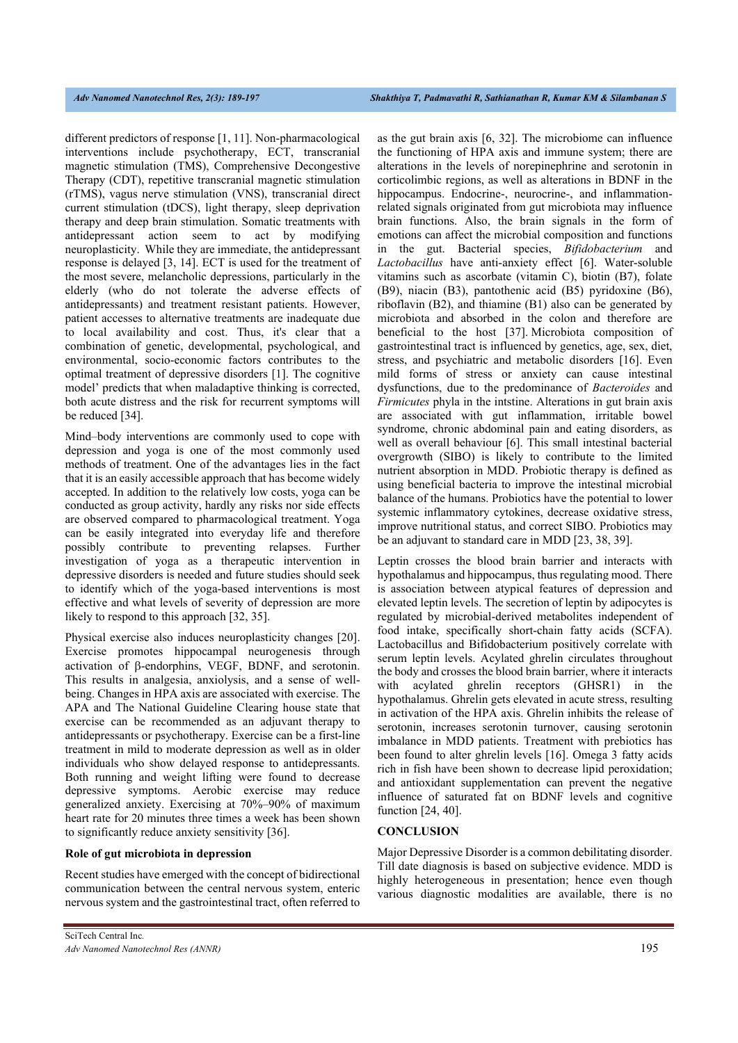different predictors of response [1, 11]. Non-pharmacological interventions include psychotherapy, ECT, transcranial magnetic stimulation (TMS), Comprehensive Decongestive Therapy (CDT), repetitive transcranial magnetic stimulation (rTMS), vagus nerve stimulation (VNS), transcranial direct current stimulation (tDCS), light therapy, sleep deprivation therapy and deep brain stimulation. Somatic treatments with antidepressant action seem to act by modifying neuroplasticity. While they are immediate, the antidepressant response is delayed [3, 14]. ECT is used for the treatment of the most severe, melancholic depressions, particularly in the elderly (who do not tolerate the adverse effects of antidepressants) and treatment resistant patients. However, patient accesses to alternative treatments are inadequate due to local availability and cost. Thus, it's clear that a combination of genetic, developmental, psychological, and environmental, socio-economic factors contributes to the optimal treatment of depressive disorders [1]. The cognitive model' predicts that when maladaptive thinking is corrected, both acute distress and the risk for recurrent symptoms will be reduced [34].

Mind–body interventions are commonly used to cope with depression and yoga is one of the most commonly used methods of treatment. One of the advantages lies in the fact that it is an easily accessible approach that has become widely accepted. In addition to the relatively low costs, yoga can be conducted as group activity, hardly any risks nor side effects are observed compared to pharmacological treatment. Yoga can be easily integrated into everyday life and therefore possibly contribute to preventing relapses. Further investigation of yoga as a therapeutic intervention in depressive disorders is needed and future studies should seek to identify which of the yoga-based interventions is most effective and what levels of severity of depression are more likely to respond to this approach [32, 35].

Physical exercise also induces neuroplasticity changes [20]. Exercise promotes hippocampal neurogenesis through activation of β-endorphins, VEGF, BDNF, and serotonin. This results in analgesia, anxiolysis, and a sense of well-being. Changes in HPA axis are associated with exercise. The APA and The National Guideline Clearing house state that exercise can be recommended as an adjuvant therapy to antidepressants or psychotherapy. Exercise can be a first-line treatment in mild to moderate depression as well as in older individuals who show delayed response to antidepressants. Both running and weight lifting were found to decrease depressive symptoms. Aerobic exercise may reduce generalized anxiety. Exercising at 70%–90% of maximum heart rate for 20 minutes three times a week has been shown to significantly reduce anxiety sensitivity [36].

### Role of gut microbiota in depression

Recent studies have emerged with the concept of bidirectional communication between the central nervous system, enteric nervous system and the gastrointestinal tract, often referred to as the gut brain axis [6, 32]. The microbiome can influence the functioning of HPA axis and immune system; there are alterations in the levels of norepinephrine and serotonin in corticolimbic regions, as well as alterations in BDNF in the hippocampus. Endocrine-, neurocrine-, and inflammation-related signals originated from gut microbiota may influence brain functions. Also, the brain signals in the form of emotions can affect the microbial composition and functions in the gut. Bacterial species, *Bifidobacterium* and *Lactobacillus* have anti-anxiety effect [6]. Water-soluble vitamins such as ascorbate (vitamin C), biotin (B7), folate (B9), niacin (B3), pantothenic acid (B5) pyridoxine (B6), riboflavin (B2), and thiamine (B1) also can be generated by microbiota and absorbed in the colon and therefore are beneficial to the host [37]. Microbiota composition of gastrointestinal tract is influenced by genetics, age, sex, diet, stress, and psychiatric and metabolic disorders [16]. Even mild forms of stress or anxiety can cause intestinal dysfunctions, due to the predominance of *Bacteroides* and *Firmicutes* phyla in the intstine. Alterations in gut brain axis are associated with gut inflammation, irritable bowel syndrome, chronic abdominal pain and eating disorders, as well as overall behaviour [6]. This small intestinal bacterial overgrowth (SIBO) is likely to contribute to the limited nutrient absorption in MDD. Probiotic therapy is defined as using beneficial bacteria to improve the intestinal microbial balance of the humans. Probiotics have the potential to lower systemic inflammatory cytokines, decrease oxidative stress, improve nutritional status, and correct SIBO. Probiotics may be an adjuvant to standard care in MDD [23, 38, 39].

Leptin crosses the blood brain barrier and interacts with hypothalamus and hippocampus, thus regulating mood. There is association between atypical features of depression and elevated leptin levels. The secretion of leptin by adipocytes is regulated by microbial-derived metabolites independent of food intake, specifically short-chain fatty acids (SCFA). Lactobacillus and Bifidobacterium positively correlate with serum leptin levels. Acylated ghrelin circulates throughout the body and crosses the blood brain barrier, where it interacts with acylated ghrelin receptors (GHSR1) in the hypothalamus. Ghrelin gets elevated in acute stress, resulting in activation of the HPA axis. Ghrelin inhibits the release of serotonin, increases serotonin turnover, causing serotonin imbalance in MDD patients. Treatment with prebiotics has been found to alter ghrelin levels [16]. Omega 3 fatty acids rich in fish have been shown to decrease lipid peroxidation; and antioxidant supplementation can prevent the negative influence of saturated fat on BDNF levels and cognitive function [24, 40].

## CONCLUSION

Major Depressive Disorder is a common debilitating disorder. Till date diagnosis is based on subjective evidence. MDD is highly heterogeneous in presentation; hence even though various diagnostic modalities are available, there is no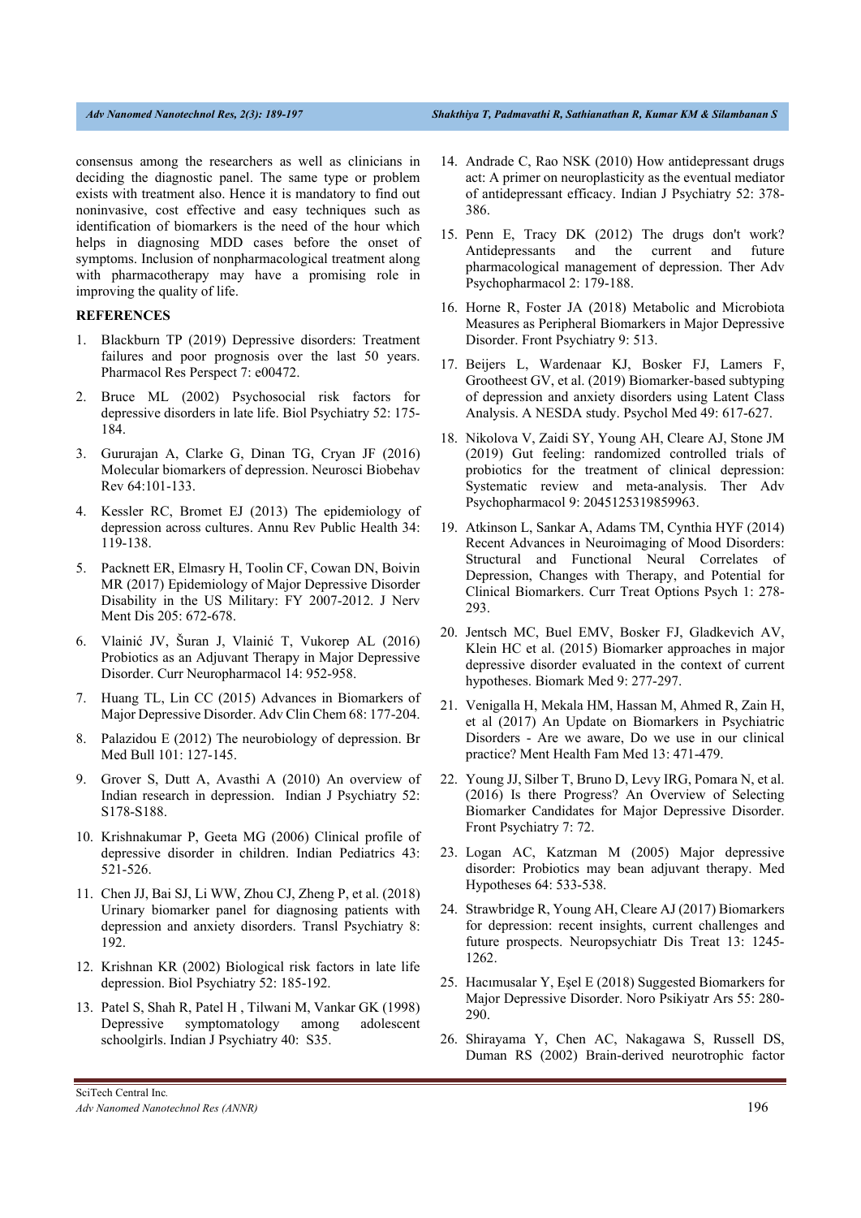consensus among the researchers as well as clinicians in deciding the diagnostic panel. The same type or problem exists with treatment also. Hence it is mandatory to find out noninvasive, cost effective and easy techniques such as identification of biomarkers is the need of the hour which helps in diagnosing MDD cases before the onset of symptoms. Inclusion of nonpharmacological treatment along with pharmacotherapy may have a promising role in improving the quality of life.

## REFERENCES

1. Blackburn TP (2019) Depressive disorders: Treatment failures and poor prognosis over the last 50 years. Pharmacol Res Perspect 7: e00472.
2. Bruce ML (2002) Psychosocial risk factors for depressive disorders in late life. Biol Psychiatry 52: 175-184.
3. Gururajan A, Clarke G, Dinan TG, Cryan JF (2016) Molecular biomarkers of depression. Neurosci Biobehav Rev 64:101-133.
4. Kessler RC, Bromet EJ (2013) The epidemiology of depression across cultures. Annu Rev Public Health 34: 119-138.
5. Packnett ER, Elmasry H, Toolin CF, Cowan DN, Boivin MR (2017) Epidemiology of Major Depressive Disorder Disability in the US Military: FY 2007-2012. J Nerv Ment Dis 205: 672-678.
6. Vlainić JV, Šuran J, Vlainić T, Vukorep AL (2016) Probiotics as an Adjuvant Therapy in Major Depressive Disorder. Curr Neuropharmacol 14: 952-958.
7. Huang TL, Lin CC (2015) Advances in Biomarkers of Major Depressive Disorder. Adv Clin Chem 68: 177-204.
8. Palazidou E (2012) The neurobiology of depression. Br Med Bull 101: 127-145.
9. Grover S, Dutt A, Avasthi A (2010) An overview of Indian research in depression. Indian J Psychiatry 52: S178-S188.
10. Krishnakumar P, Geeta MG (2006) Clinical profile of depressive disorder in children. Indian Pediatrics 43: 521-526.
11. Chen JJ, Bai SJ, Li WW, Zhou CJ, Zheng P, et al. (2018) Urinary biomarker panel for diagnosing patients with depression and anxiety disorders. Transl Psychiatry 8: 192.
12. Krishnan KR (2002) Biological risk factors in late life depression. Biol Psychiatry 52: 185-192.
13. Patel S, Shah R, Patel H , Tilwani M, Vankar GK (1998) Depressive symptomatology among adolescent schoolgirls. Indian J Psychiatry 40: S35.
14. Andrade C, Rao NSK (2010) How antidepressant drugs act: A primer on neuroplasticity as the eventual mediator of antidepressant efficacy. Indian J Psychiatry 52: 378-386.
15. Penn E, Tracy DK (2012) The drugs don't work? Antidepressants and the current and future pharmacological management of depression. Ther Adv Psychopharmacol 2: 179-188.
16. Horne R, Foster JA (2018) Metabolic and Microbiota Measures as Peripheral Biomarkers in Major Depressive Disorder. Front Psychiatry 9: 513.
17. Beijers L, Wardenaar KJ, Bosker FJ, Lamers F, Grootheest GV, et al. (2019) Biomarker-based subtyping of depression and anxiety disorders using Latent Class Analysis. A NESDA study. Psychol Med 49: 617-627.
18. Nikolova V, Zaidi SY, Young AH, Cleare AJ, Stone JM (2019) Gut feeling: randomized controlled trials of probiotics for the treatment of clinical depression: Systematic review and meta-analysis. Ther Adv Psychopharmacol 9: 2045125319859963.
19. Atkinson L, Sankar A, Adams TM, Cynthia HYF (2014) Recent Advances in Neuroimaging of Mood Disorders: Structural and Functional Neural Correlates of Depression, Changes with Therapy, and Potential for Clinical Biomarkers. Curr Treat Options Psych 1: 278-293.
20. Jentsch MC, Buel EMV, Bosker FJ, Gladkevich AV, Klein HC et al. (2015) Biomarker approaches in major depressive disorder evaluated in the context of current hypotheses. Biomark Med 9: 277-297.
21. Venigalla H, Mekala HM, Hassan M, Ahmed R, Zain H, et al (2017) An Update on Biomarkers in Psychiatric Disorders - Are we aware, Do we use in our clinical practice? Ment Health Fam Med 13: 471-479.
22. Young JJ, Silber T, Bruno D, Levy IRG, Pomara N, et al. (2016) Is there Progress? An Overview of Selecting Biomarker Candidates for Major Depressive Disorder. Front Psychiatry 7: 72.
23. Logan AC, Katzman M (2005) Major depressive disorder: Probiotics may bean adjuvant therapy. Med Hypotheses 64: 533-538.
24. Strawbridge R, Young AH, Cleare AJ (2017) Biomarkers for depression: recent insights, current challenges and future prospects. Neuropsychiatr Dis Treat 13: 1245-1262.
25. Hacımusalar Y, Eşel E (2018) Suggested Biomarkers for Major Depressive Disorder. Noro Psikiyatr Ars 55: 280-290.
26. Shirayama Y, Chen AC, Nakagawa S, Russell DS, Duman RS (2002) Brain-derived neurotrophic factor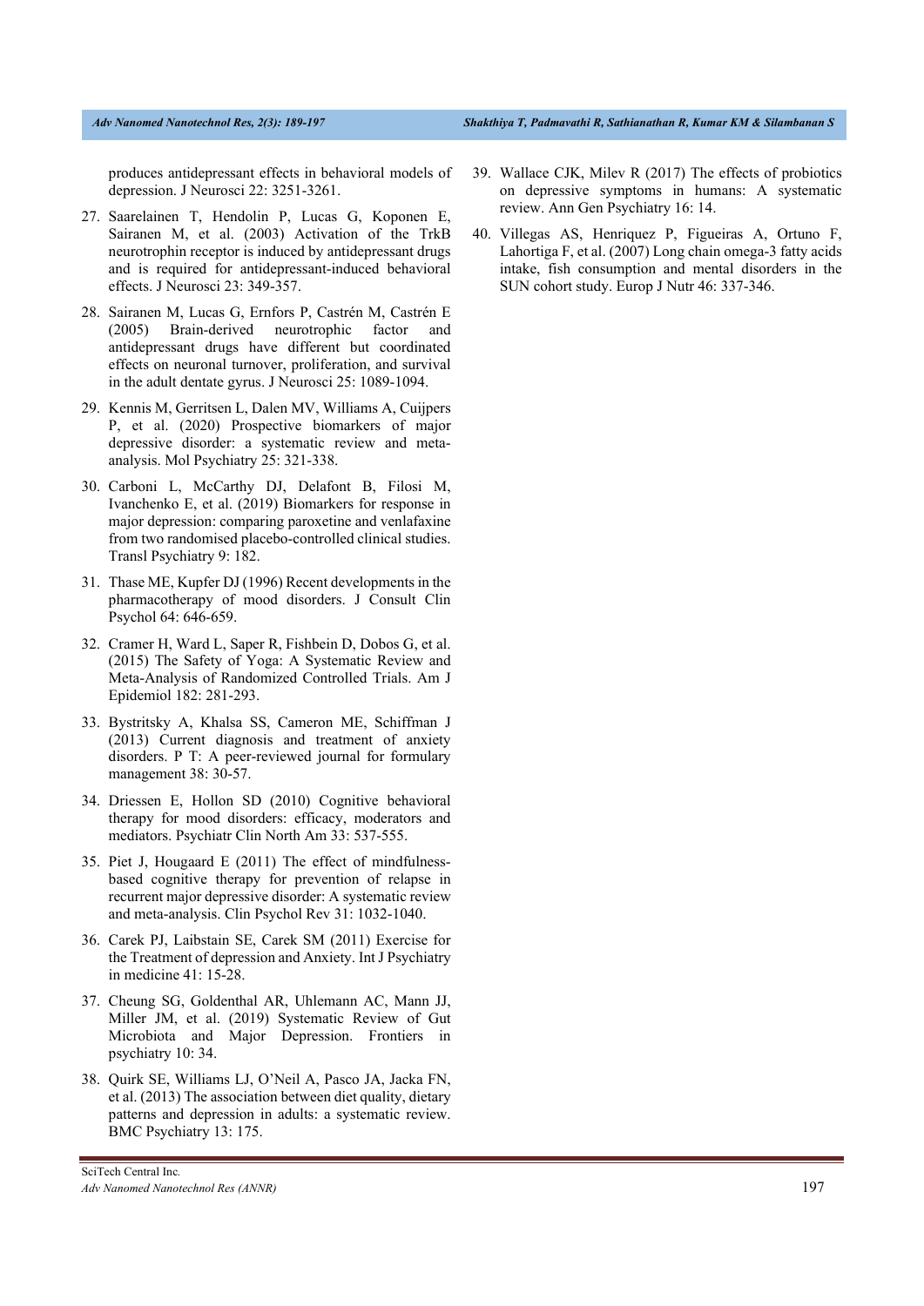produces antidepressant effects in behavioral models of depression. J Neurosci 22: 3251-3261.

27. Saarelainen T, Hendolin P, Lucas G, Koponen E, Sairanen M, et al. (2003) Activation of the TrkB neurotrophin receptor is induced by antidepressant drugs and is required for antidepressant-induced behavioral effects. J Neurosci 23: 349-357.

28. Sairanen M, Lucas G, Ernfors P, Castrén M, Castrén E (2005) Brain-derived neurotrophic factor and antidepressant drugs have different but coordinated effects on neuronal turnover, proliferation, and survival in the adult dentate gyrus. J Neurosci 25: 1089-1094.

29. Kennis M, Gerritsen L, Dalen MV, Williams A, Cuijpers P, et al. (2020) Prospective biomarkers of major depressive disorder: a systematic review and meta-analysis. Mol Psychiatry 25: 321-338.

30. Carboni L, McCarthy DJ, Delafont B, Filosi M, Ivanchenko E, et al. (2019) Biomarkers for response in major depression: comparing paroxetine and venlafaxine from two randomised placebo-controlled clinical studies. Transl Psychiatry 9: 182.

31. Thase ME, Kupfer DJ (1996) Recent developments in the pharmacotherapy of mood disorders. J Consult Clin Psychol 64: 646-659.

32. Cramer H, Ward L, Saper R, Fishbein D, Dobos G, et al. (2015) The Safety of Yoga: A Systematic Review and Meta-Analysis of Randomized Controlled Trials. Am J Epidemiol 182: 281-293.

33. Bystritsky A, Khalsa SS, Cameron ME, Schiffman J (2013) Current diagnosis and treatment of anxiety disorders. P T: A peer-reviewed journal for formulary management 38: 30-57.

34. Driessen E, Hollon SD (2010) Cognitive behavioral therapy for mood disorders: efficacy, moderators and mediators. Psychiatr Clin North Am 33: 537-555.

35. Piet J, Hougaard E (2011) The effect of mindfulness-based cognitive therapy for prevention of relapse in recurrent major depressive disorder: A systematic review and meta-analysis. Clin Psychol Rev 31: 1032-1040.

36. Carek PJ, Laibstain SE, Carek SM (2011) Exercise for the Treatment of depression and Anxiety. Int J Psychiatry in medicine 41: 15-28.

37. Cheung SG, Goldenthal AR, Uhlemann AC, Mann JJ, Miller JM, et al. (2019) Systematic Review of Gut Microbiota and Major Depression. Frontiers in psychiatry 10: 34.

38. Quirk SE, Williams LJ, O'Neil A, Pasco JA, Jacka FN, et al. (2013) The association between diet quality, dietary patterns and depression in adults: a systematic review. BMC Psychiatry 13: 175.

39. Wallace CJK, Milev R (2017) The effects of probiotics on depressive symptoms in humans: A systematic review. Ann Gen Psychiatry 16: 14.

40. Villegas AS, Henriquez P, Figueiras A, Ortuno F, Lahortiga F, et al. (2007) Long chain omega-3 fatty acids intake, fish consumption and mental disorders in the SUN cohort study. Europ J Nutr 46: 337-346.